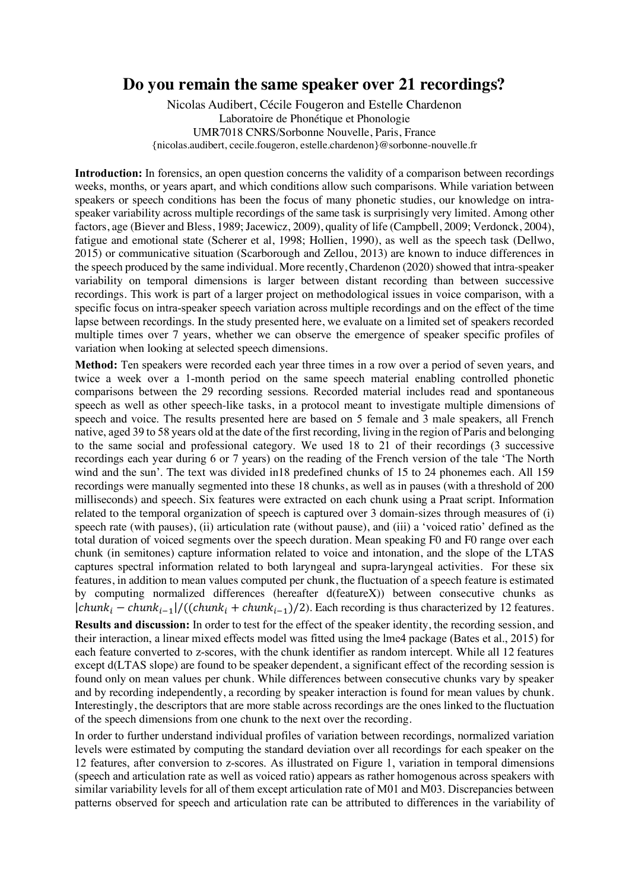# Do you remain the same speaker over 21 recordings?

Nicolas Audibert, Cécile Fougeron and Estelle Chardenon
Laboratoire de Phonétique et Phonologie
UMR7018 CNRS/Sorbonne Nouvelle, Paris, France
{nicolas.audibert, cecile.fougeron, estelle.chardenon}@sorbonne-nouvelle.fr

**Introduction:** In forensics, an open question concerns the validity of a comparison between recordings weeks, months, or years apart, and which conditions allow such comparisons. While variation between speakers or speech conditions has been the focus of many phonetic studies, our knowledge on intra-speaker variability across multiple recordings of the same task is surprisingly very limited. Among other factors, age (Biever and Bless, 1989; Jacewicz, 2009), quality of life (Campbell, 2009; Verdonck, 2004), fatigue and emotional state (Scherer et al, 1998; Hollien, 1990), as well as the speech task (Dellwo, 2015) or communicative situation (Scarborough and Zellou, 2013) are known to induce differences in the speech produced by the same individual. More recently, Chardenon (2020) showed that intra-speaker variability on temporal dimensions is larger between distant recording than between successive recordings. This work is part of a larger project on methodological issues in voice comparison, with a specific focus on intra-speaker speech variation across multiple recordings and on the effect of the time lapse between recordings. In the study presented here, we evaluate on a limited set of speakers recorded multiple times over 7 years, whether we can observe the emergence of speaker specific profiles of variation when looking at selected speech dimensions.

**Method:** Ten speakers were recorded each year three times in a row over a period of seven years, and twice a week over a 1-month period on the same speech material enabling controlled phonetic comparisons between the 29 recording sessions. Recorded material includes read and spontaneous speech as well as other speech-like tasks, in a protocol meant to investigate multiple dimensions of speech and voice. The results presented here are based on 5 female and 3 male speakers, all French native, aged 39 to 58 years old at the date of the first recording, living in the region of Paris and belonging to the same social and professional category. We used 18 to 21 of their recordings (3 successive recordings each year during 6 or 7 years) on the reading of the French version of the tale 'The North wind and the sun'. The text was divided in18 predefined chunks of 15 to 24 phonemes each. All 159 recordings were manually segmented into these 18 chunks, as well as in pauses (with a threshold of 200 milliseconds) and speech. Six features were extracted on each chunk using a Praat script. Information related to the temporal organization of speech is captured over 3 domain-sizes through measures of (i) speech rate (with pauses), (ii) articulation rate (without pause), and (iii) a 'voiced ratio' defined as the total duration of voiced segments over the speech duration. Mean speaking F0 and F0 range over each chunk (in semitones) capture information related to voice and intonation, and the slope of the LTAS captures spectral information related to both laryngeal and supra-laryngeal activities. For these six features, in addition to mean values computed per chunk, the fluctuation of a speech feature is estimated by computing normalized differences (hereafter d(featureX)) between consecutive chunks as $|chunk_i - chunk_{i-1}|/((chunk_i + chunk_{i-1})/2)$. Each recording is thus characterized by 12 features.

**Results and discussion:** In order to test for the effect of the speaker identity, the recording session, and their interaction, a linear mixed effects model was fitted using the lme4 package (Bates et al., 2015) for each feature converted to z-scores, with the chunk identifier as random intercept. While all 12 features except d(LTAS slope) are found to be speaker dependent, a significant effect of the recording session is found only on mean values per chunk. While differences between consecutive chunks vary by speaker and by recording independently, a recording by speaker interaction is found for mean values by chunk. Interestingly, the descriptors that are more stable across recordings are the ones linked to the fluctuation of the speech dimensions from one chunk to the next over the recording.

In order to further understand individual profiles of variation between recordings, normalized variation levels were estimated by computing the standard deviation over all recordings for each speaker on the 12 features, after conversion to z-scores. As illustrated on Figure 1, variation in temporal dimensions (speech and articulation rate as well as voiced ratio) appears as rather homogenous across speakers with similar variability levels for all of them except articulation rate of M01 and M03. Discrepancies between patterns observed for speech and articulation rate can be attributed to differences in the variability of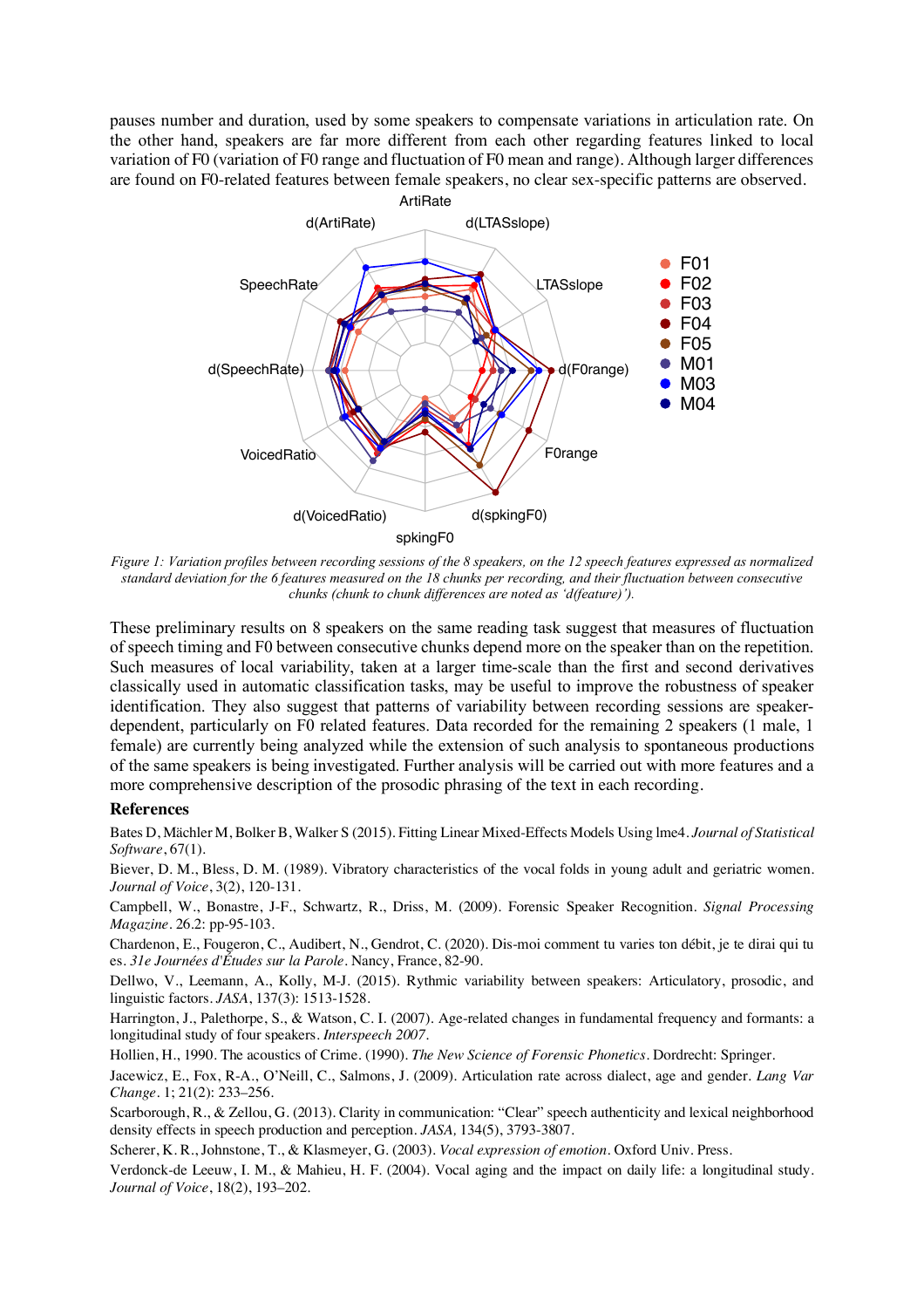pauses number and duration, used by some speakers to compensate variations in articulation rate. On the other hand, speakers are far more different from each other regarding features linked to local variation of F0 (variation of F0 range and fluctuation of F0 mean and range). Although larger differences are found on F0-related features between female speakers, no clear sex-specific patterns are observed.

ArtiRate
d(LTASslope)
LTASslope
d(F0range)
F0range
d(spkingF0)
spkingF0
d(VoicedRatio)
VoicedRatio
d(SpeechRate)
SpeechRate
d(ArtiRate)

F01
F02
F03
F04
F05
M01
M03
M04

*Figure 1: Variation profiles between recording sessions of the 8 speakers, on the 12 speech features expressed as normalized standard deviation for the 6 features measured on the 18 chunks per recording, and their fluctuation between consecutive chunks (chunk to chunk differences are noted as 'd(feature)').*

These preliminary results on 8 speakers on the same reading task suggest that measures of fluctuation of speech timing and F0 between consecutive chunks depend more on the speaker than on the repetition. Such measures of local variability, taken at a larger time-scale than the first and second derivatives classically used in automatic classification tasks, may be useful to improve the robustness of speaker identification. They also suggest that patterns of variability between recording sessions are speaker-dependent, particularly on F0 related features. Data recorded for the remaining 2 speakers (1 male, 1 female) are currently being analyzed while the extension of such analysis to spontaneous productions of the same speakers is being investigated. Further analysis will be carried out with more features and a more comprehensive description of the prosodic phrasing of the text in each recording.

## References

Bates D, Mächler M, Bolker B, Walker S (2015). Fitting Linear Mixed-Effects Models Using lme4. *Journal of Statistical Software*, 67(1).

Biever, D. M., Bless, D. M. (1989). Vibratory characteristics of the vocal folds in young adult and geriatric women. *Journal of Voice*, 3(2), 120-131.

Campbell, W., Bonastre, J-F., Schwartz, R., Driss, M. (2009). Forensic Speaker Recognition. *Signal Processing Magazine*. 26.2: pp-95-103.

Chardenon, E., Fougeron, C., Audibert, N., Gendrot, C. (2020). Dis-moi comment tu varies ton débit, je te dirai qui tu es. *31e Journées d'Études sur la Parole*. Nancy, France, 82-90.

Dellwo, V., Leemann, A., Kolly, M-J. (2015). Rythmic variability between speakers: Articulatory, prosodic, and linguistic factors. *JASA*, 137(3): 1513-1528.

Harrington, J., Palethorpe, S., & Watson, C. I. (2007). Age-related changes in fundamental frequency and formants: a longitudinal study of four speakers. *Interspeech 2007*.

Hollien, H., 1990. The acoustics of Crime. (1990). *The New Science of Forensic Phonetics*. Dordrecht: Springer.

Jacewicz, E., Fox, R-A., O'Neill, C., Salmons, J. (2009). Articulation rate across dialect, age and gender. *Lang Var Change*. 1; 21(2): 233–256.

Scarborough, R., & Zellou, G. (2013). Clarity in communication: "Clear" speech authenticity and lexical neighborhood density effects in speech production and perception. *JASA,* 134(5), 3793-3807.

Scherer, K. R., Johnstone, T., & Klasmeyer, G. (2003). *Vocal expression of emotion*. Oxford Univ. Press.

Verdonck-de Leeuw, I. M., & Mahieu, H. F. (2004). Vocal aging and the impact on daily life: a longitudinal study. *Journal of Voice*, 18(2), 193–202.